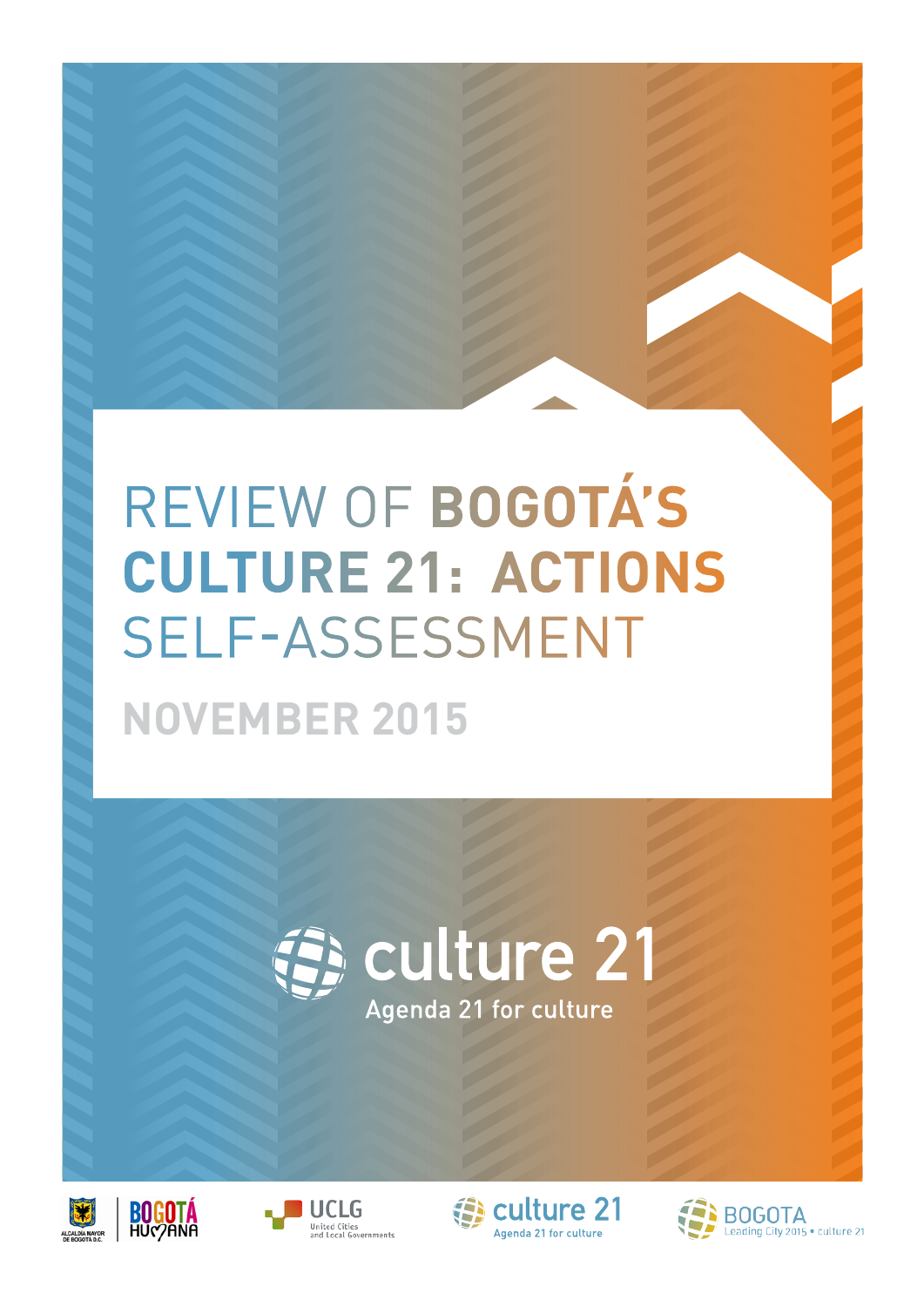# REVIEW OF **BOGOTÁ'S CULTURE 21: ACTIONS** SELF-ASSESSMENT

## NOVEMBER 2015

culture 21

Agenda 21 for culture

ALCALDÍA MAYOR DE BOGOTÁ D.C. | BOGOTÁ HUMANA

UCLG United Cities and Local Governments

culture 21 Agenda 21 for culture

BOGOTA Leading City 2015 • culture 21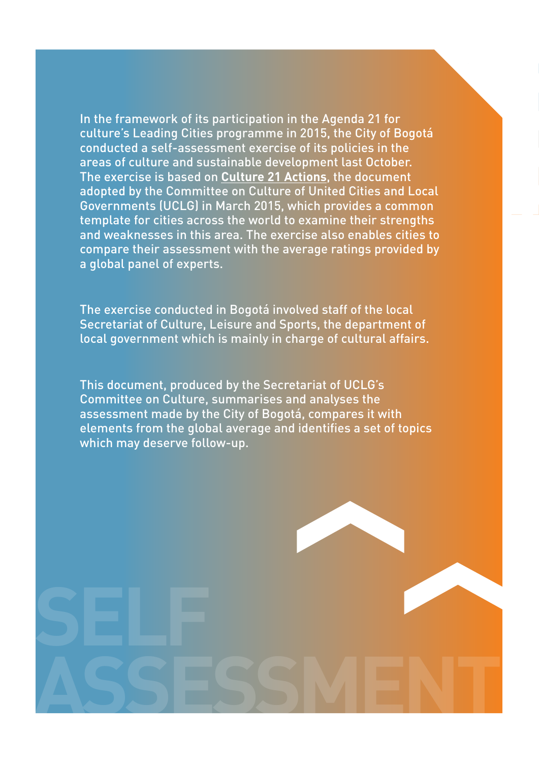In the framework of its participation in the Agenda 21 for culture's Leading Cities programme in 2015, the City of Bogotá conducted a self-assessment exercise of its policies in the areas of culture and sustainable development last October. The exercise is based on **Culture 21 Actions**, the document adopted by the Committee on Culture of United Cities and Local Governments (UCLG) in March 2015, which provides a common template for cities across the world to examine their strengths and weaknesses in this area. The exercise also enables cities to compare their assessment with the average ratings provided by a global panel of experts.

The exercise conducted in Bogotá involved staff of the local Secretariat of Culture, Leisure and Sports, the department of local government which is mainly in charge of cultural affairs.

This document, produced by the Secretariat of UCLG's Committee on Culture, summarises and analyses the assessment made by the City of Bogotá, compares it with elements from the global average and identifies a set of topics which may deserve follow-up.

SELF ASSESSMENT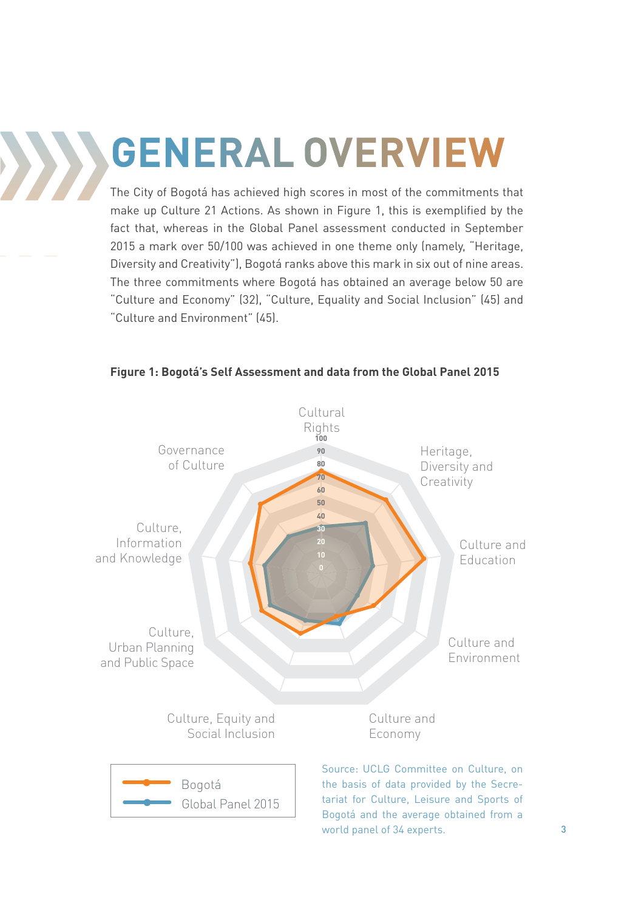# GENERAL OVERVIEW

The City of Bogotá has achieved high scores in most of the commitments that make up Culture 21 Actions. As shown in Figure 1, this is exemplified by the fact that, whereas in the Global Panel assessment conducted in September 2015 a mark over 50/100 was achieved in one theme only (namely, "Heritage, Diversity and Creativity"), Bogotá ranks above this mark in six out of nine areas. The three commitments where Bogotá has obtained an average below 50 are "Culture and Economy" (32), "Culture, Equality and Social Inclusion" (45) and "Culture and Environment" (45).

**Figure 1: Bogotá's Self Assessment and data from the Global Panel 2015**

Source: UCLG Committee on Culture, on the basis of data provided by the Secretariat for Culture, Leisure and Sports of Bogotá and the average obtained from a world panel of 34 experts.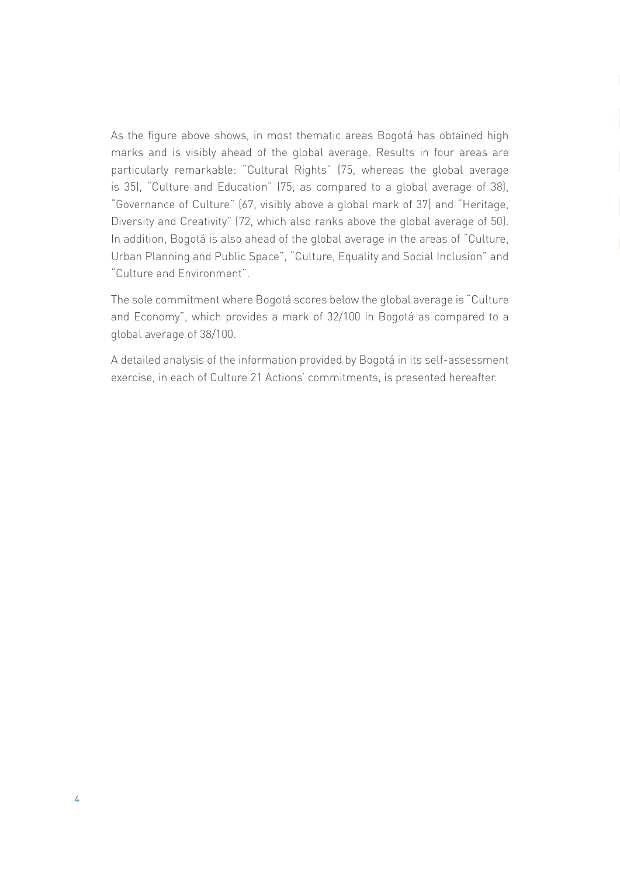As the figure above shows, in most thematic areas Bogotá has obtained high marks and is visibly ahead of the global average. Results in four areas are particularly remarkable: "Cultural Rights" (75, whereas the global average is 35), "Culture and Education" (75, as compared to a global average of 38), "Governance of Culture" (67, visibly above a global mark of 37) and "Heritage, Diversity and Creativity" (72, which also ranks above the global average of 50). In addition, Bogotá is also ahead of the global average in the areas of "Culture, Urban Planning and Public Space", "Culture, Equality and Social Inclusion" and "Culture and Environment".

The sole commitment where Bogotá scores below the global average is "Culture and Economy", which provides a mark of 32/100 in Bogotá as compared to a global average of 38/100.

A detailed analysis of the information provided by Bogotá in its self-assessment exercise, in each of Culture 21 Actions' commitments, is presented hereafter.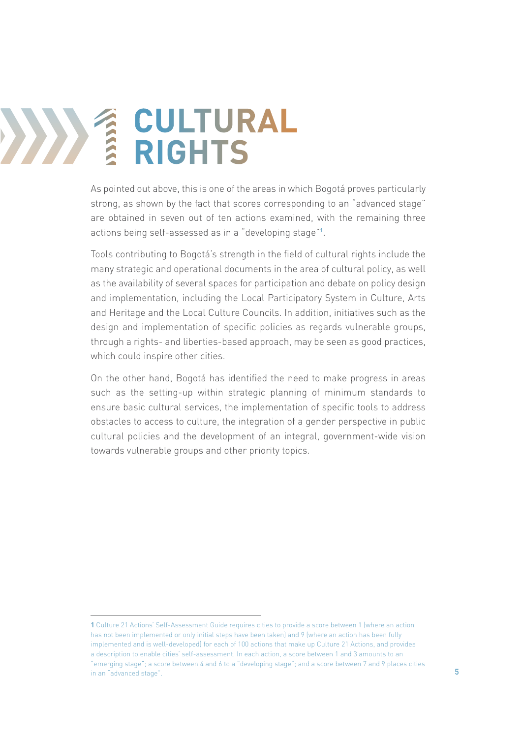# 1 CULTURAL RIGHTS

As pointed out above, this is one of the areas in which Bogotá proves particularly strong, as shown by the fact that scores corresponding to an "advanced stage" are obtained in seven out of ten actions examined, with the remaining three actions being self-assessed as in a "developing stage"[1].

Tools contributing to Bogotá's strength in the field of cultural rights include the many strategic and operational documents in the area of cultural policy, as well as the availability of several spaces for participation and debate on policy design and implementation, including the Local Participatory System in Culture, Arts and Heritage and the Local Culture Councils. In addition, initiatives such as the design and implementation of specific policies as regards vulnerable groups, through a rights- and liberties-based approach, may be seen as good practices, which could inspire other cities.

On the other hand, Bogotá has identified the need to make progress in areas such as the setting-up within strategic planning of minimum standards to ensure basic cultural services, the implementation of specific tools to address obstacles to access to culture, the integration of a gender perspective in public cultural policies and the development of an integral, government-wide vision towards vulnerable groups and other priority topics.

---

**1** Culture 21 Actions' Self-Assessment Guide requires cities to provide a score between 1 (where an action has not been implemented or only initial steps have been taken) and 9 (where an action has been fully implemented and is well-developed) for each of 100 actions that make up Culture 21 Actions, and provides a description to enable cities' self-assessment. In each action, a score between 1 and 3 amounts to an "emerging stage"; a score between 4 and 6 to a "developing stage"; and a score between 7 and 9 places cities in an "advanced stage".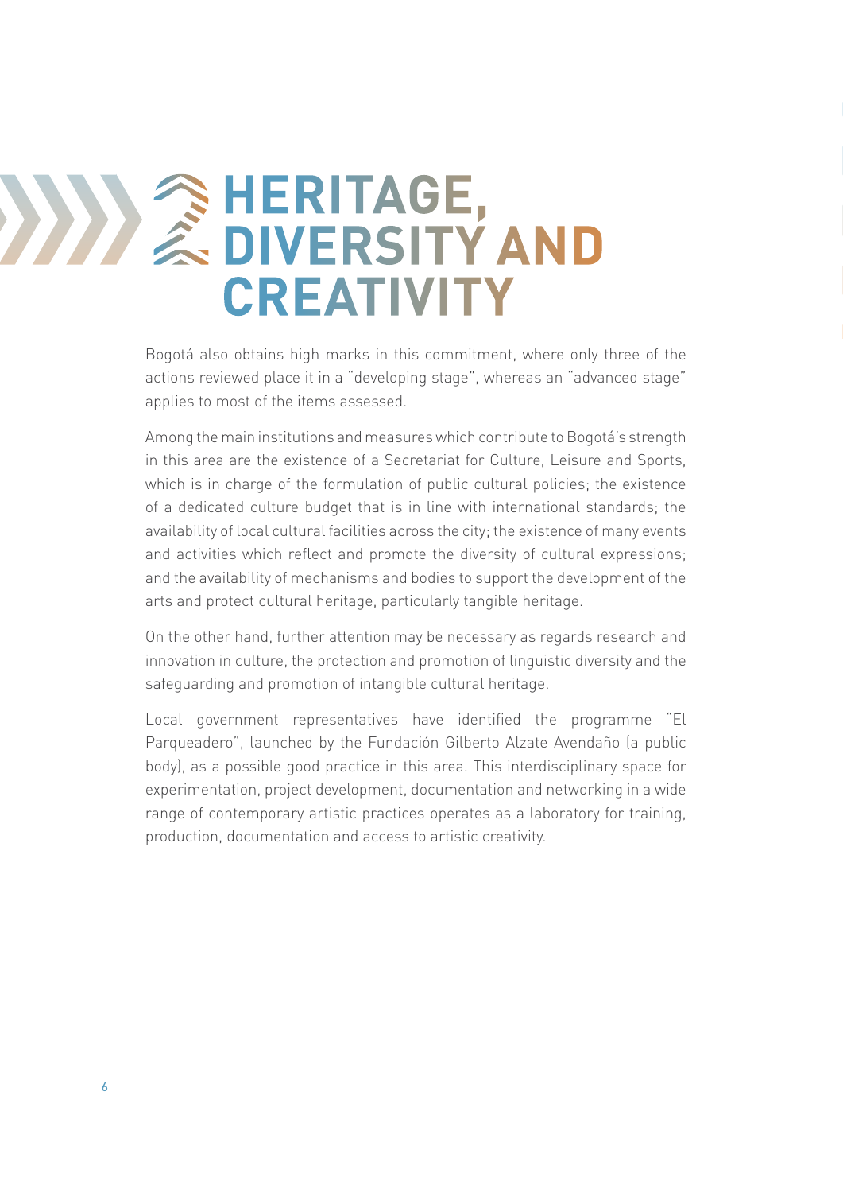# 2 HERITAGE, DIVERSITY AND CREATIVITY

Bogotá also obtains high marks in this commitment, where only three of the actions reviewed place it in a "developing stage", whereas an "advanced stage" applies to most of the items assessed.

Among the main institutions and measures which contribute to Bogotá's strength in this area are the existence of a Secretariat for Culture, Leisure and Sports, which is in charge of the formulation of public cultural policies; the existence of a dedicated culture budget that is in line with international standards; the availability of local cultural facilities across the city; the existence of many events and activities which reflect and promote the diversity of cultural expressions; and the availability of mechanisms and bodies to support the development of the arts and protect cultural heritage, particularly tangible heritage.

On the other hand, further attention may be necessary as regards research and innovation in culture, the protection and promotion of linguistic diversity and the safeguarding and promotion of intangible cultural heritage.

Local government representatives have identified the programme "El Parqueadero", launched by the Fundación Gilberto Alzate Avendaño (a public body), as a possible good practice in this area. This interdisciplinary space for experimentation, project development, documentation and networking in a wide range of contemporary artistic practices operates as a laboratory for training, production, documentation and access to artistic creativity.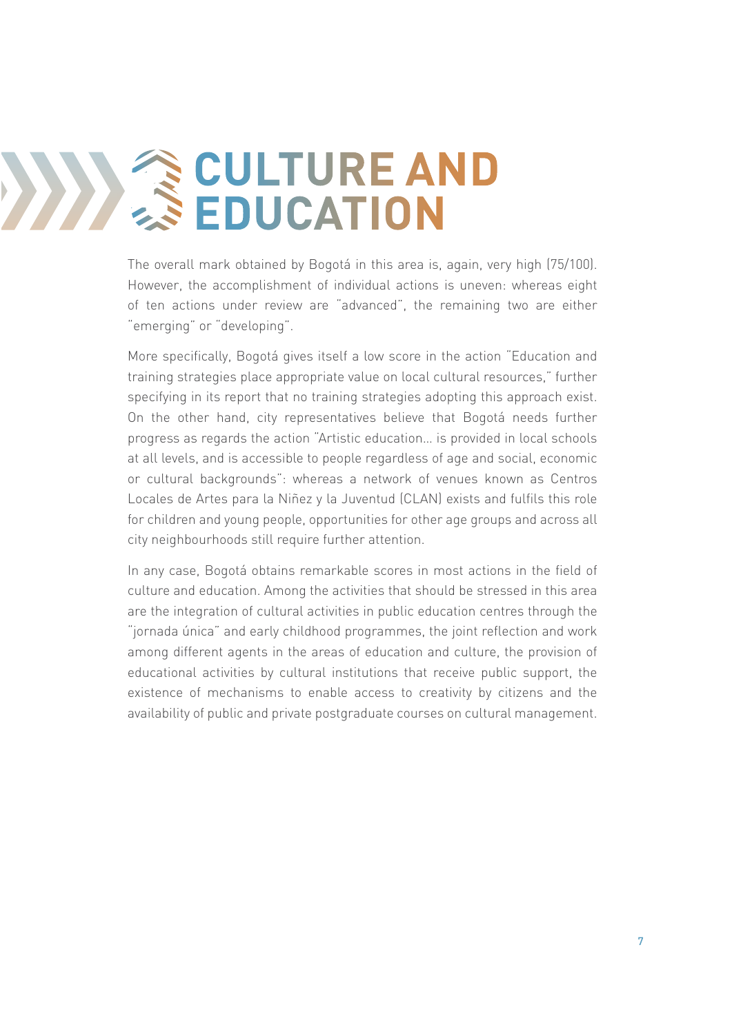# CULTURE AND EDUCATION

The overall mark obtained by Bogotá in this area is, again, very high (75/100). However, the accomplishment of individual actions is uneven: whereas eight of ten actions under review are "advanced", the remaining two are either "emerging" or "developing".

More specifically, Bogotá gives itself a low score in the action "Education and training strategies place appropriate value on local cultural resources," further specifying in its report that no training strategies adopting this approach exist. On the other hand, city representatives believe that Bogotá needs further progress as regards the action "Artistic education… is provided in local schools at all levels, and is accessible to people regardless of age and social, economic or cultural backgrounds": whereas a network of venues known as Centros Locales de Artes para la Niñez y la Juventud (CLAN) exists and fulfils this role for children and young people, opportunities for other age groups and across all city neighbourhoods still require further attention.

In any case, Bogotá obtains remarkable scores in most actions in the field of culture and education. Among the activities that should be stressed in this area are the integration of cultural activities in public education centres through the "jornada única" and early childhood programmes, the joint reflection and work among different agents in the areas of education and culture, the provision of educational activities by cultural institutions that receive public support, the existence of mechanisms to enable access to creativity by citizens and the availability of public and private postgraduate courses on cultural management.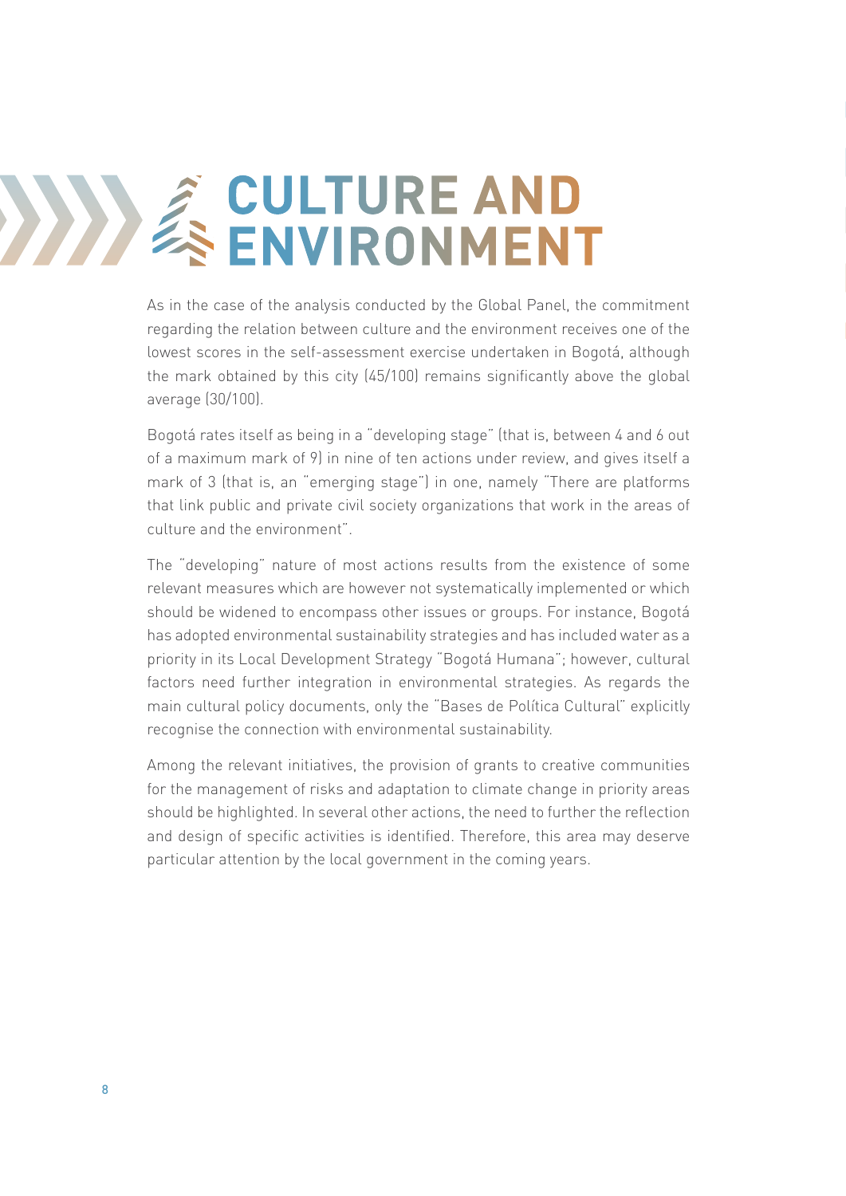# CULTURE AND ENVIRONMENT

As in the case of the analysis conducted by the Global Panel, the commitment regarding the relation between culture and the environment receives one of the lowest scores in the self-assessment exercise undertaken in Bogotá, although the mark obtained by this city (45/100) remains significantly above the global average (30/100).

Bogotá rates itself as being in a "developing stage" (that is, between 4 and 6 out of a maximum mark of 9) in nine of ten actions under review, and gives itself a mark of 3 (that is, an "emerging stage") in one, namely "There are platforms that link public and private civil society organizations that work in the areas of culture and the environment".

The "developing" nature of most actions results from the existence of some relevant measures which are however not systematically implemented or which should be widened to encompass other issues or groups. For instance, Bogotá has adopted environmental sustainability strategies and has included water as a priority in its Local Development Strategy "Bogotá Humana"; however, cultural factors need further integration in environmental strategies. As regards the main cultural policy documents, only the "Bases de Política Cultural" explicitly recognise the connection with environmental sustainability.

Among the relevant initiatives, the provision of grants to creative communities for the management of risks and adaptation to climate change in priority areas should be highlighted. In several other actions, the need to further the reflection and design of specific activities is identified. Therefore, this area may deserve particular attention by the local government in the coming years.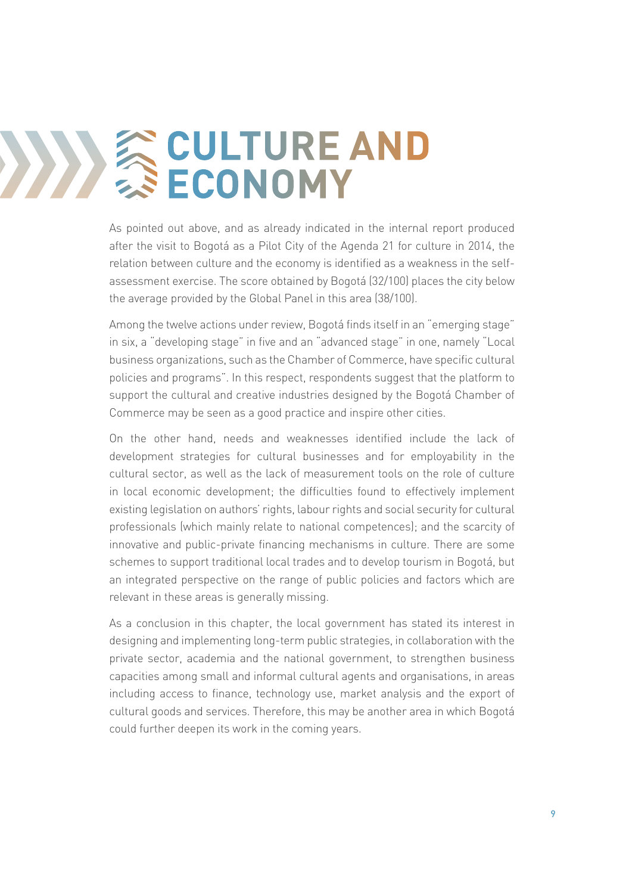# CULTURE AND ECONOMY

As pointed out above, and as already indicated in the internal report produced after the visit to Bogotá as a Pilot City of the Agenda 21 for culture in 2014, the relation between culture and the economy is identified as a weakness in the self-assessment exercise. The score obtained by Bogotá (32/100) places the city below the average provided by the Global Panel in this area (38/100).

Among the twelve actions under review, Bogotá finds itself in an "emerging stage" in six, a "developing stage" in five and an "advanced stage" in one, namely "Local business organizations, such as the Chamber of Commerce, have specific cultural policies and programs". In this respect, respondents suggest that the platform to support the cultural and creative industries designed by the Bogotá Chamber of Commerce may be seen as a good practice and inspire other cities.

On the other hand, needs and weaknesses identified include the lack of development strategies for cultural businesses and for employability in the cultural sector, as well as the lack of measurement tools on the role of culture in local economic development; the difficulties found to effectively implement existing legislation on authors' rights, labour rights and social security for cultural professionals (which mainly relate to national competences); and the scarcity of innovative and public-private financing mechanisms in culture. There are some schemes to support traditional local trades and to develop tourism in Bogotá, but an integrated perspective on the range of public policies and factors which are relevant in these areas is generally missing.

As a conclusion in this chapter, the local government has stated its interest in designing and implementing long-term public strategies, in collaboration with the private sector, academia and the national government, to strengthen business capacities among small and informal cultural agents and organisations, in areas including access to finance, technology use, market analysis and the export of cultural goods and services. Therefore, this may be another area in which Bogotá could further deepen its work in the coming years.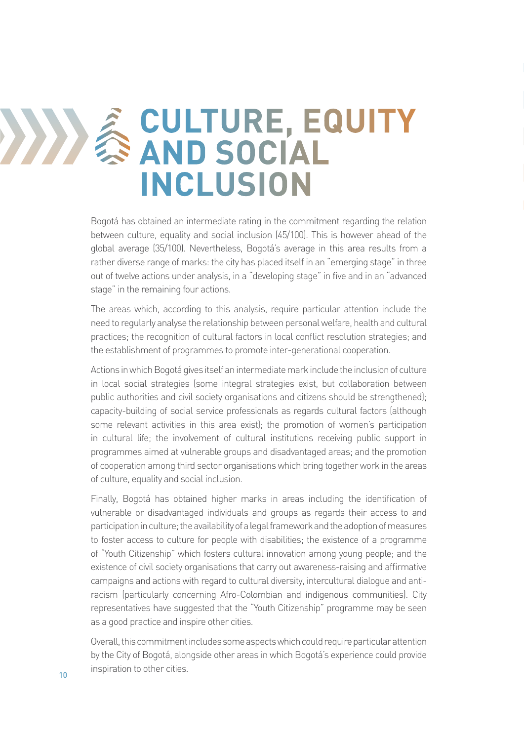# CULTURE, EQUITY AND SOCIAL INCLUSION

Bogotá has obtained an intermediate rating in the commitment regarding the relation between culture, equality and social inclusion (45/100). This is however ahead of the global average (35/100). Nevertheless, Bogotá's average in this area results from a rather diverse range of marks: the city has placed itself in an "emerging stage" in three out of twelve actions under analysis, in a "developing stage" in five and in an "advanced stage" in the remaining four actions.

The areas which, according to this analysis, require particular attention include the need to regularly analyse the relationship between personal welfare, health and cultural practices; the recognition of cultural factors in local conflict resolution strategies; and the establishment of programmes to promote inter-generational cooperation.

Actions in which Bogotá gives itself an intermediate mark include the inclusion of culture in local social strategies (some integral strategies exist, but collaboration between public authorities and civil society organisations and citizens should be strengthened); capacity-building of social service professionals as regards cultural factors (although some relevant activities in this area exist); the promotion of women's participation in cultural life; the involvement of cultural institutions receiving public support in programmes aimed at vulnerable groups and disadvantaged areas; and the promotion of cooperation among third sector organisations which bring together work in the areas of culture, equality and social inclusion.

Finally, Bogotá has obtained higher marks in areas including the identification of vulnerable or disadvantaged individuals and groups as regards their access to and participation in culture; the availability of a legal framework and the adoption of measures to foster access to culture for people with disabilities; the existence of a programme of "Youth Citizenship" which fosters cultural innovation among young people; and the existence of civil society organisations that carry out awareness-raising and affirmative campaigns and actions with regard to cultural diversity, intercultural dialogue and anti-racism (particularly concerning Afro-Colombian and indigenous communities). City representatives have suggested that the "Youth Citizenship" programme may be seen as a good practice and inspire other cities.

Overall, this commitment includes some aspects which could require particular attention by the City of Bogotá, alongside other areas in which Bogotá's experience could provide inspiration to other cities.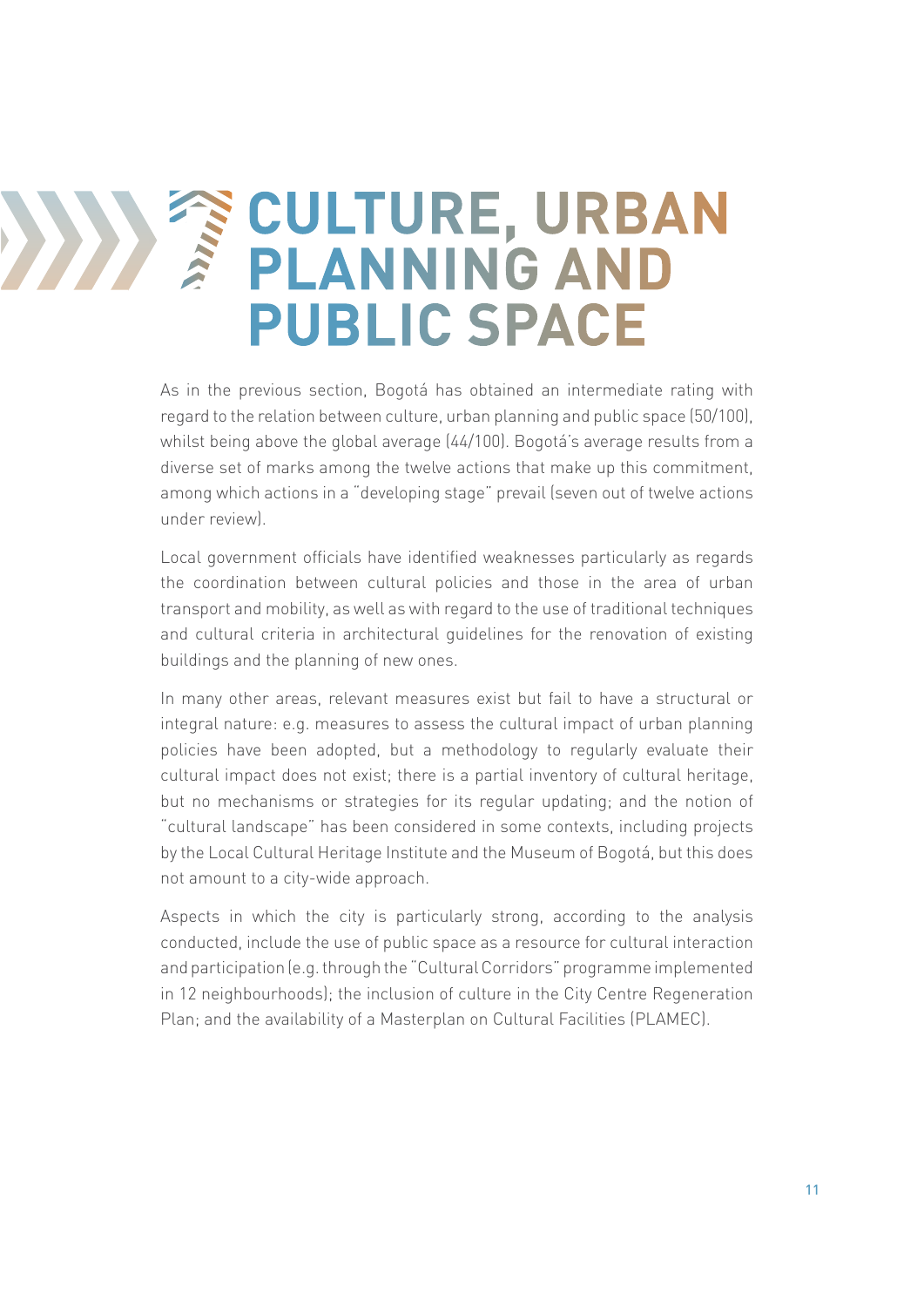# CULTURE, URBAN PLANNING AND PUBLIC SPACE

As in the previous section, Bogotá has obtained an intermediate rating with regard to the relation between culture, urban planning and public space (50/100), whilst being above the global average (44/100). Bogotá's average results from a diverse set of marks among the twelve actions that make up this commitment, among which actions in a "developing stage" prevail (seven out of twelve actions under review).

Local government officials have identified weaknesses particularly as regards the coordination between cultural policies and those in the area of urban transport and mobility, as well as with regard to the use of traditional techniques and cultural criteria in architectural guidelines for the renovation of existing buildings and the planning of new ones.

In many other areas, relevant measures exist but fail to have a structural or integral nature: e.g. measures to assess the cultural impact of urban planning policies have been adopted, but a methodology to regularly evaluate their cultural impact does not exist; there is a partial inventory of cultural heritage, but no mechanisms or strategies for its regular updating; and the notion of "cultural landscape" has been considered in some contexts, including projects by the Local Cultural Heritage Institute and the Museum of Bogotá, but this does not amount to a city-wide approach.

Aspects in which the city is particularly strong, according to the analysis conducted, include the use of public space as a resource for cultural interaction and participation (e.g. through the "Cultural Corridors" programme implemented in 12 neighbourhoods); the inclusion of culture in the City Centre Regeneration Plan; and the availability of a Masterplan on Cultural Facilities (PLAMEC).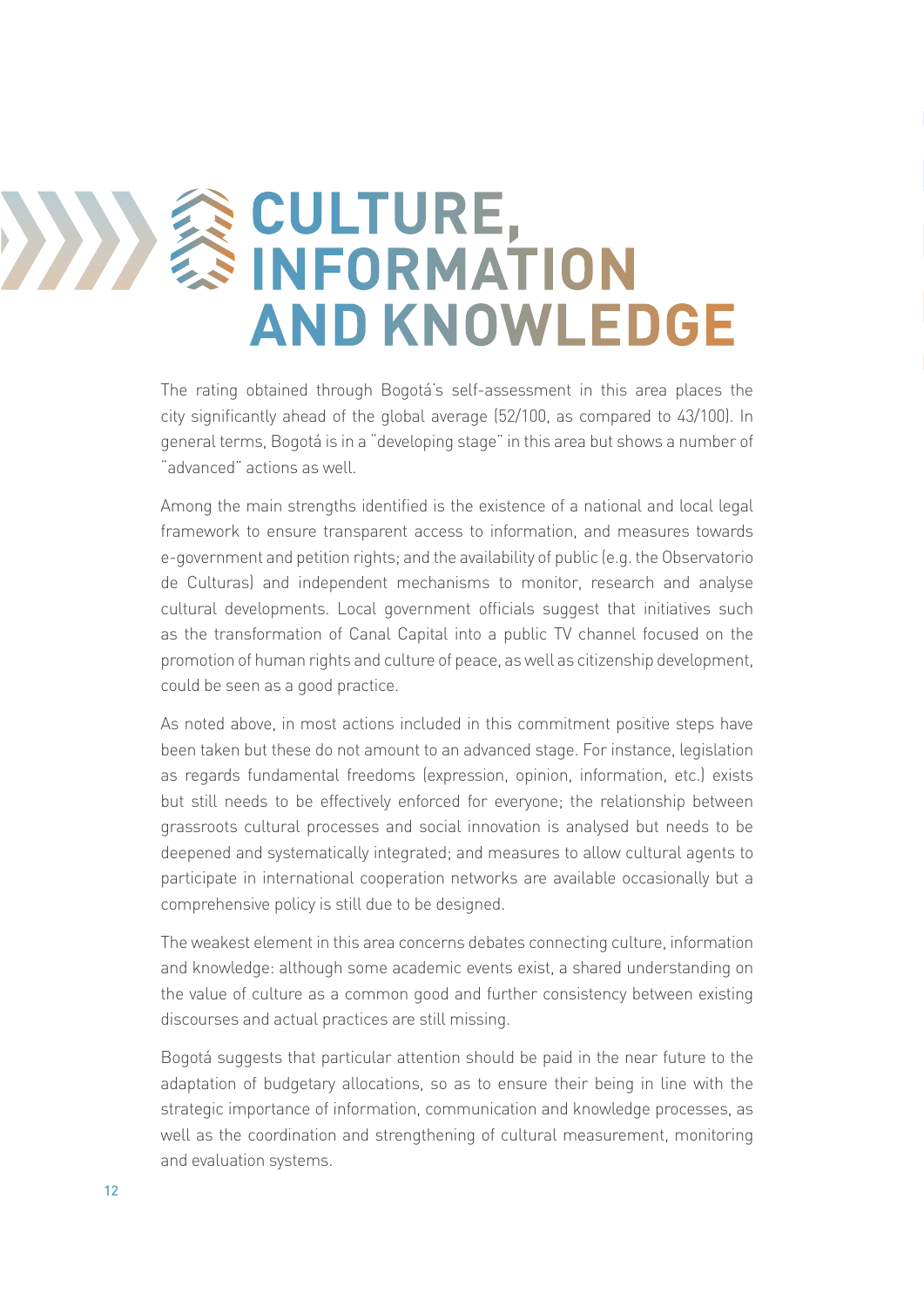# CULTURE, INFORMATION AND KNOWLEDGE

The rating obtained through Bogotá's self-assessment in this area places the city significantly ahead of the global average (52/100, as compared to 43/100). In general terms, Bogotá is in a "developing stage" in this area but shows a number of "advanced" actions as well.

Among the main strengths identified is the existence of a national and local legal framework to ensure transparent access to information, and measures towards e-government and petition rights; and the availability of public (e.g. the Observatorio de Culturas) and independent mechanisms to monitor, research and analyse cultural developments. Local government officials suggest that initiatives such as the transformation of Canal Capital into a public TV channel focused on the promotion of human rights and culture of peace, as well as citizenship development, could be seen as a good practice.

As noted above, in most actions included in this commitment positive steps have been taken but these do not amount to an advanced stage. For instance, legislation as regards fundamental freedoms (expression, opinion, information, etc.) exists but still needs to be effectively enforced for everyone; the relationship between grassroots cultural processes and social innovation is analysed but needs to be deepened and systematically integrated; and measures to allow cultural agents to participate in international cooperation networks are available occasionally but a comprehensive policy is still due to be designed.

The weakest element in this area concerns debates connecting culture, information and knowledge: although some academic events exist, a shared understanding on the value of culture as a common good and further consistency between existing discourses and actual practices are still missing.

Bogotá suggests that particular attention should be paid in the near future to the adaptation of budgetary allocations, so as to ensure their being in line with the strategic importance of information, communication and knowledge processes, as well as the coordination and strengthening of cultural measurement, monitoring and evaluation systems.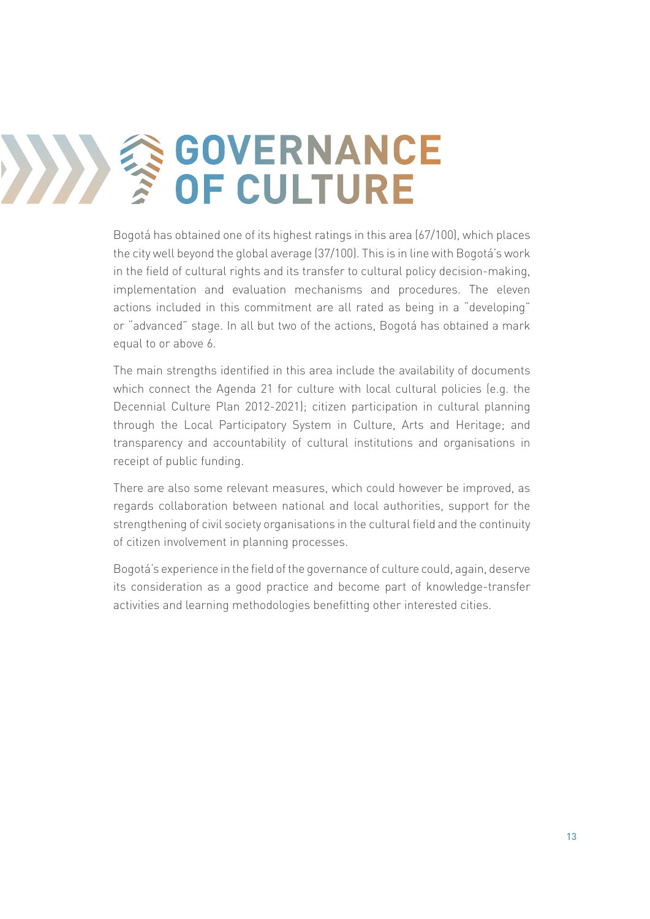# GOVERNANCE OF CULTURE

Bogotá has obtained one of its highest ratings in this area (67/100), which places the city well beyond the global average (37/100). This is in line with Bogotá's work in the field of cultural rights and its transfer to cultural policy decision-making, implementation and evaluation mechanisms and procedures. The eleven actions included in this commitment are all rated as being in a "developing" or "advanced" stage. In all but two of the actions, Bogotá has obtained a mark equal to or above 6.

The main strengths identified in this area include the availability of documents which connect the Agenda 21 for culture with local cultural policies (e.g. the Decennial Culture Plan 2012-2021); citizen participation in cultural planning through the Local Participatory System in Culture, Arts and Heritage; and transparency and accountability of cultural institutions and organisations in receipt of public funding.

There are also some relevant measures, which could however be improved, as regards collaboration between national and local authorities, support for the strengthening of civil society organisations in the cultural field and the continuity of citizen involvement in planning processes.

Bogotá's experience in the field of the governance of culture could, again, deserve its consideration as a good practice and become part of knowledge-transfer activities and learning methodologies benefitting other interested cities.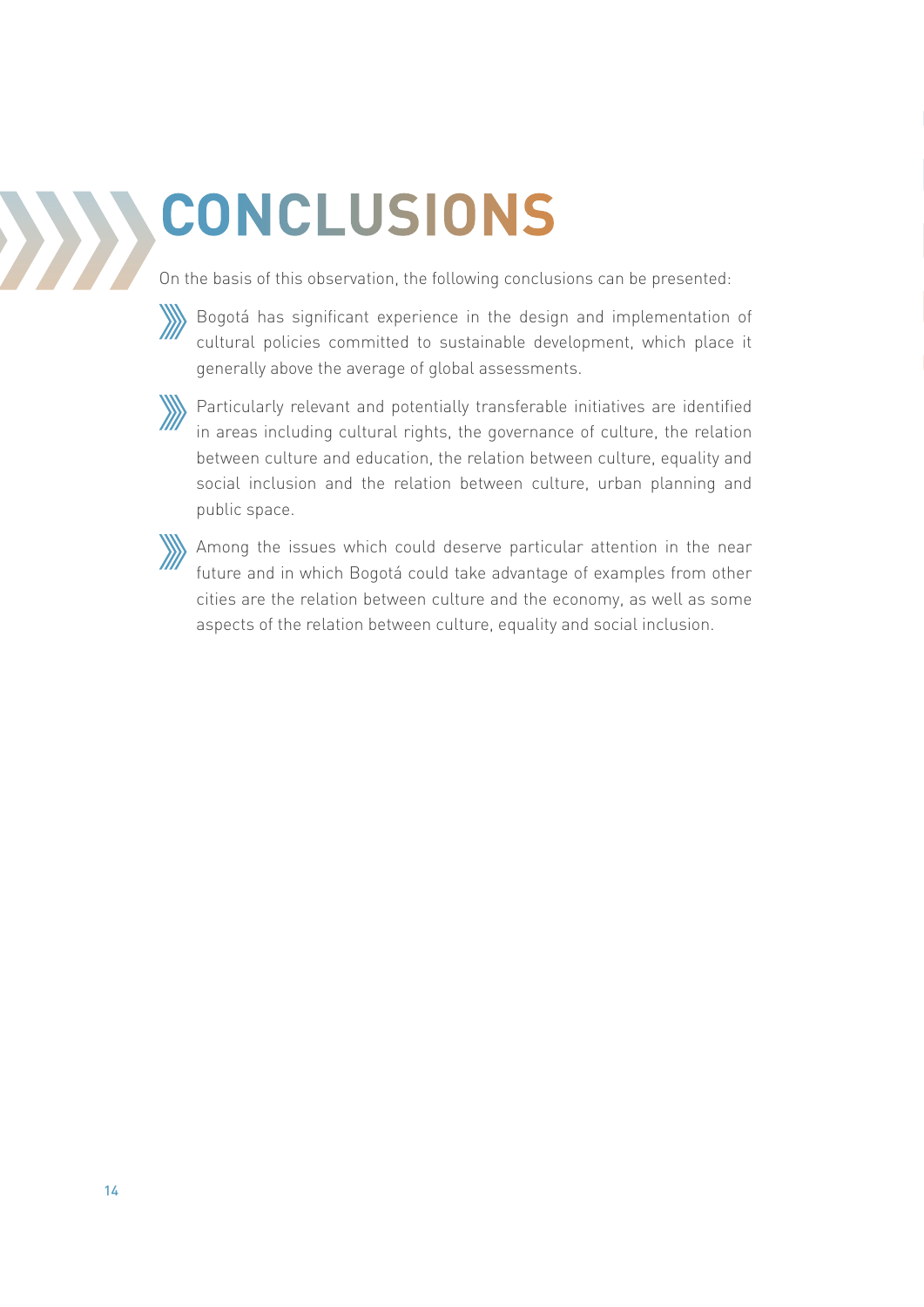# CONCLUSIONS

On the basis of this observation, the following conclusions can be presented:

- Bogotá has significant experience in the design and implementation of cultural policies committed to sustainable development, which place it generally above the average of global assessments.
- Particularly relevant and potentially transferable initiatives are identified in areas including cultural rights, the governance of culture, the relation between culture and education, the relation between culture, equality and social inclusion and the relation between culture, urban planning and public space.
- Among the issues which could deserve particular attention in the near future and in which Bogotá could take advantage of examples from other cities are the relation between culture and the economy, as well as some aspects of the relation between culture, equality and social inclusion.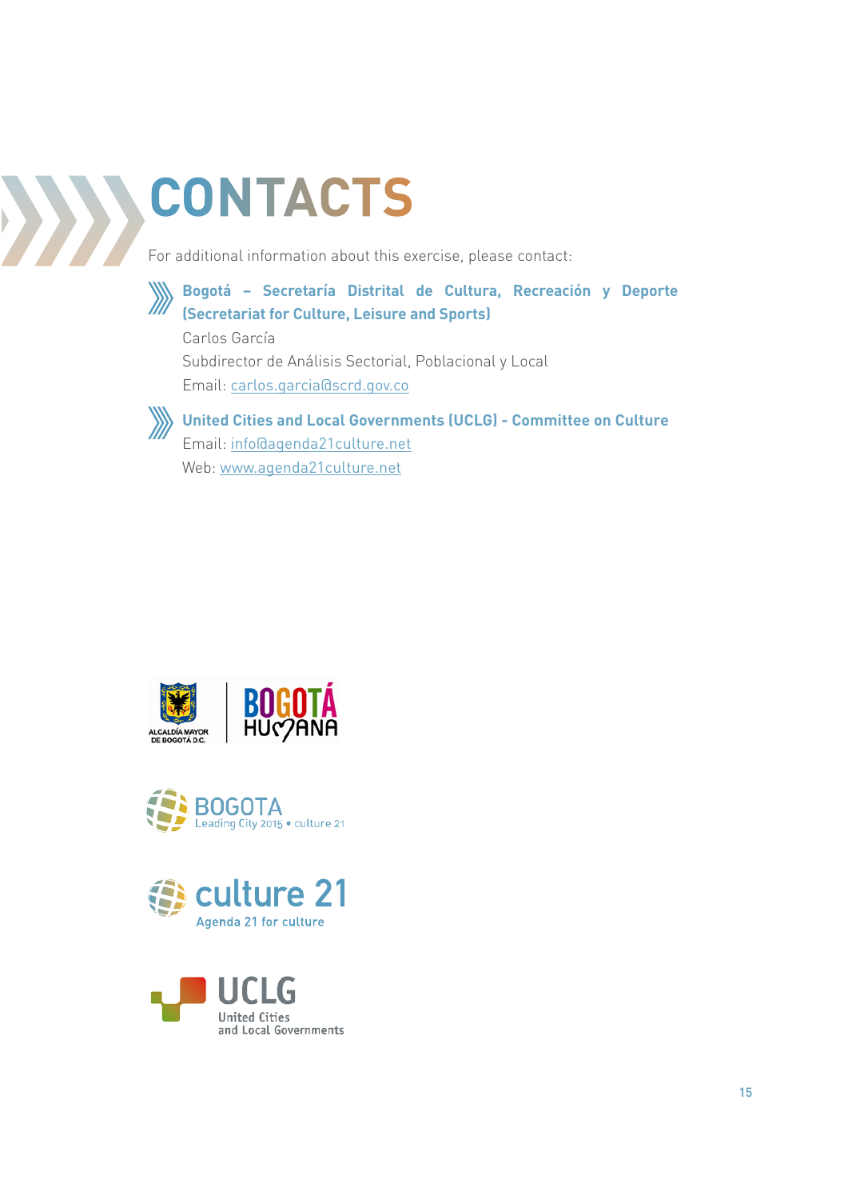# CONTACTS

For additional information about this exercise, please contact:

- **Bogotá – Secretaría Distrital de Cultura, Recreación y Deporte (Secretariat for Culture, Leisure and Sports)**
  Carlos García
  Subdirector de Análisis Sectorial, Poblacional y Local
  Email: carlos.garcia@scrd.gov.co

- **United Cities and Local Governments (UCLG) - Committee on Culture**
  Email: info@agenda21culture.net
  Web: www.agenda21culture.net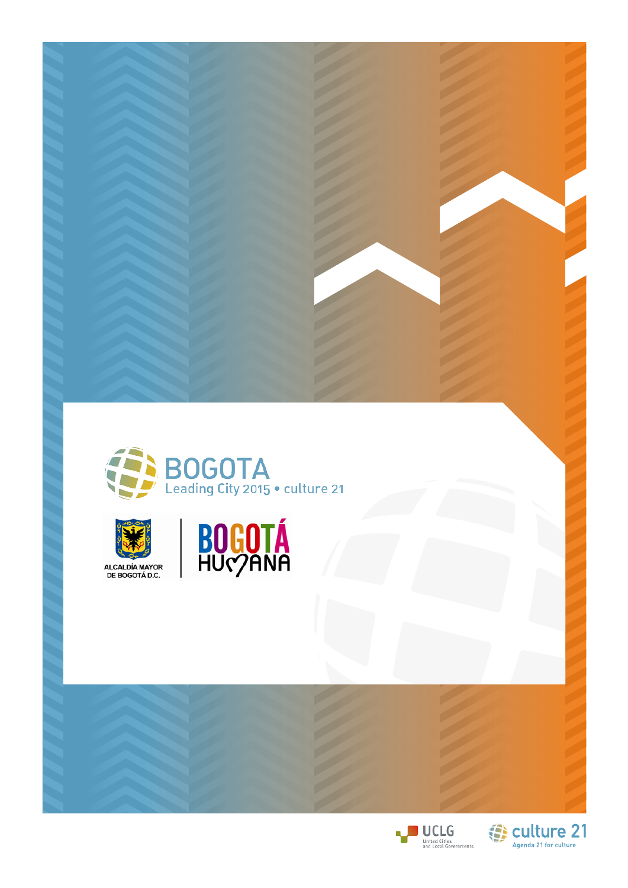BOGOTA

Leading City 2015 • culture 21

ALCALDÍA MAYOR DE BOGOTÁ D.C.

BOGOTÁ HUMANA

UCLG United Cities and Local Governments

culture 21 Agenda 21 for culture